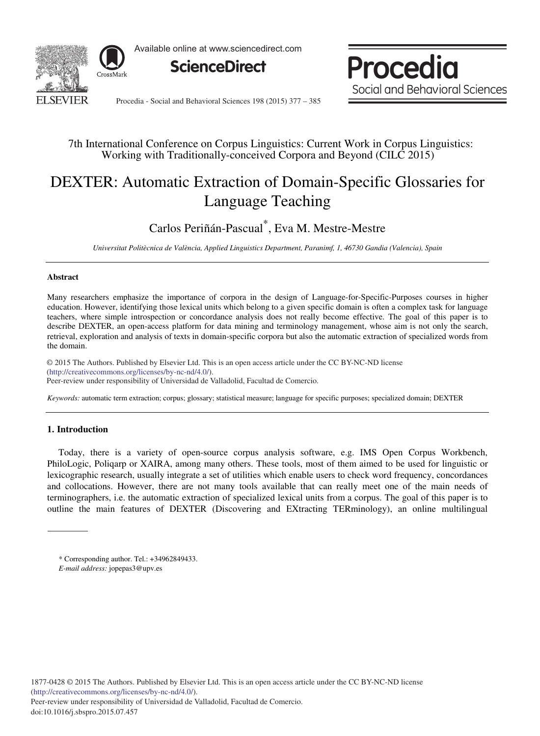7th International Conference on Corpus Linguistics: Current Work in Corpus Linguistics: Working with Traditionally-conceived Corpora and Beyond (CILC 2015)

# DEXTER: Automatic Extraction of Domain-Specific Glossaries for Language Teaching

Carlos Periñán-Pascual*, Eva M. Mestre-Mestre

*Universitat Politècnica de València, Applied Linguistics Department, Paranimf, 1, 46730 Gandia (Valencia), Spain*

---

### Abstract

Many researchers emphasize the importance of corpora in the design of Language-for-Specific-Purposes courses in higher education. However, identifying those lexical units which belong to a given specific domain is often a complex task for language teachers, where simple introspection or concordance analysis does not really become effective. The goal of this paper is to describe DEXTER, an open-access platform for data mining and terminology management, whose aim is not only the search, retrieval, exploration and analysis of texts in domain-specific corpora but also the automatic extraction of specialized words from the domain.

© 2015 The Authors. Published by Elsevier Ltd. This is an open access article under the CC BY-NC-ND license (http://creativecommons.org/licenses/by-nc-nd/4.0/).
Peer-review under responsibility of Universidad de Valladolid, Facultad de Comercio.

*Keywords:* automatic term extraction; corpus; glossary; statistical measure; language for specific purposes; specialized domain; DEXTER

---

## 1. Introduction

Today, there is a variety of open-source corpus analysis software, e.g. IMS Open Corpus Workbench, PhiloLogic, Poliqarp or XAIRA, among many others. These tools, most of them aimed to be used for linguistic or lexicographic research, usually integrate a set of utilities which enable users to check word frequency, concordances and collocations. However, there are not many tools available that can really meet one of the main needs of terminographers, i.e. the automatic extraction of specialized lexical units from a corpus. The goal of this paper is to outline the main features of DEXTER (Discovering and EXtracting TERminology), an online multilingual

---

\* Corresponding author. Tel.: +34962849433.
*E-mail address:* jopepas3@upv.es

1877-0428 © 2015 The Authors. Published by Elsevier Ltd. This is an open access article under the CC BY-NC-ND license (http://creativecommons.org/licenses/by-nc-nd/4.0/).
Peer-review under responsibility of Universidad de Valladolid, Facultad de Comercio.
doi:10.1016/j.sbspro.2015.07.457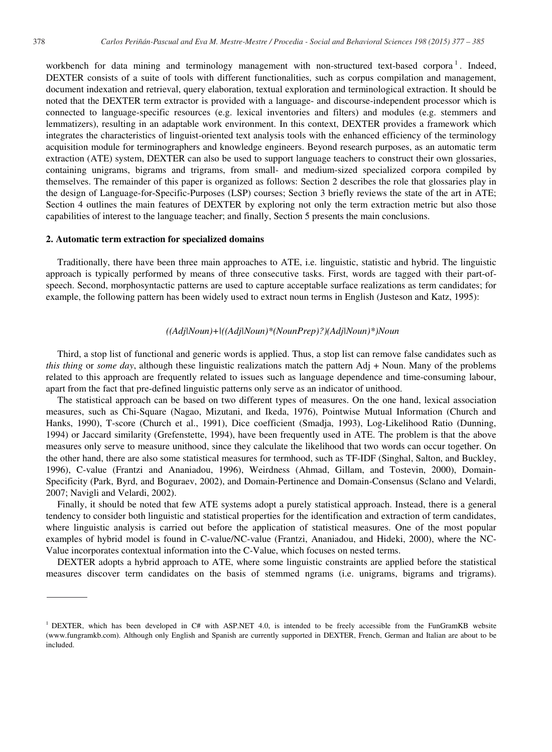workbench for data mining and terminology management with non-structured text-based corpora[1]. Indeed, DEXTER consists of a suite of tools with different functionalities, such as corpus compilation and management, document indexation and retrieval, query elaboration, textual exploration and terminological extraction. It should be noted that the DEXTER term extractor is provided with a language- and discourse-independent processor which is connected to language-specific resources (e.g. lexical inventories and filters) and modules (e.g. stemmers and lemmatizers), resulting in an adaptable work environment. In this context, DEXTER provides a framework which integrates the characteristics of linguist-oriented text analysis tools with the enhanced efficiency of the terminology acquisition module for terminographers and knowledge engineers. Beyond research purposes, as an automatic term extraction (ATE) system, DEXTER can also be used to support language teachers to construct their own glossaries, containing unigrams, bigrams and trigrams, from small- and medium-sized specialized corpora compiled by themselves. The remainder of this paper is organized as follows: Section 2 describes the role that glossaries play in the design of Language-for-Specific-Purposes (LSP) courses; Section 3 briefly reviews the state of the art in ATE; Section 4 outlines the main features of DEXTER by exploring not only the term extraction metric but also those capabilities of interest to the language teacher; and finally, Section 5 presents the main conclusions.

## 2. Automatic term extraction for specialized domains

Traditionally, there have been three main approaches to ATE, i.e. linguistic, statistic and hybrid. The linguistic approach is typically performed by means of three consecutive tasks. First, words are tagged with their part-of-speech. Second, morphosyntactic patterns are used to capture acceptable surface realizations as term candidates; for example, the following pattern has been widely used to extract noun terms in English (Justeson and Katz, 1995):

*((Adj|Noun)+|((Adj|Noun)*(NounPrep)?)(Adj|Noun)*)Noun*

Third, a stop list of functional and generic words is applied. Thus, a stop list can remove false candidates such as *this thing* or *some day*, although these linguistic realizations match the pattern Adj + Noun. Many of the problems related to this approach are frequently related to issues such as language dependence and time-consuming labour, apart from the fact that pre-defined linguistic patterns only serve as an indicator of unithood.

The statistical approach can be based on two different types of measures. On the one hand, lexical association measures, such as Chi-Square (Nagao, Mizutani, and Ikeda, 1976), Pointwise Mutual Information (Church and Hanks, 1990), T-score (Church et al., 1991), Dice coefficient (Smadja, 1993), Log-Likelihood Ratio (Dunning, 1994) or Jaccard similarity (Grefenstette, 1994), have been frequently used in ATE. The problem is that the above measures only serve to measure unithood, since they calculate the likelihood that two words can occur together. On the other hand, there are also some statistical measures for termhood, such as TF-IDF (Singhal, Salton, and Buckley, 1996), C-value (Frantzi and Ananiadou, 1996), Weirdness (Ahmad, Gillam, and Tostevin, 2000), Domain-Specificity (Park, Byrd, and Boguraev, 2002), and Domain-Pertinence and Domain-Consensus (Sclano and Velardi, 2007; Navigli and Velardi, 2002).

Finally, it should be noted that few ATE systems adopt a purely statistical approach. Instead, there is a general tendency to consider both linguistic and statistical properties for the identification and extraction of term candidates, where linguistic analysis is carried out before the application of statistical measures. One of the most popular examples of hybrid model is found in C-value/NC-value (Frantzi, Ananiadou, and Hideki, 2000), where the NC-Value incorporates contextual information into the C-Value, which focuses on nested terms.

DEXTER adopts a hybrid approach to ATE, where some linguistic constraints are applied before the statistical measures discover term candidates on the basis of stemmed ngrams (i.e. unigrams, bigrams and trigrams).

---

[1] DEXTER, which has been developed in C# with ASP.NET 4.0, is intended to be freely accessible from the FunGramKB website (www.fungramkb.com). Although only English and Spanish are currently supported in DEXTER, French, German and Italian are about to be included.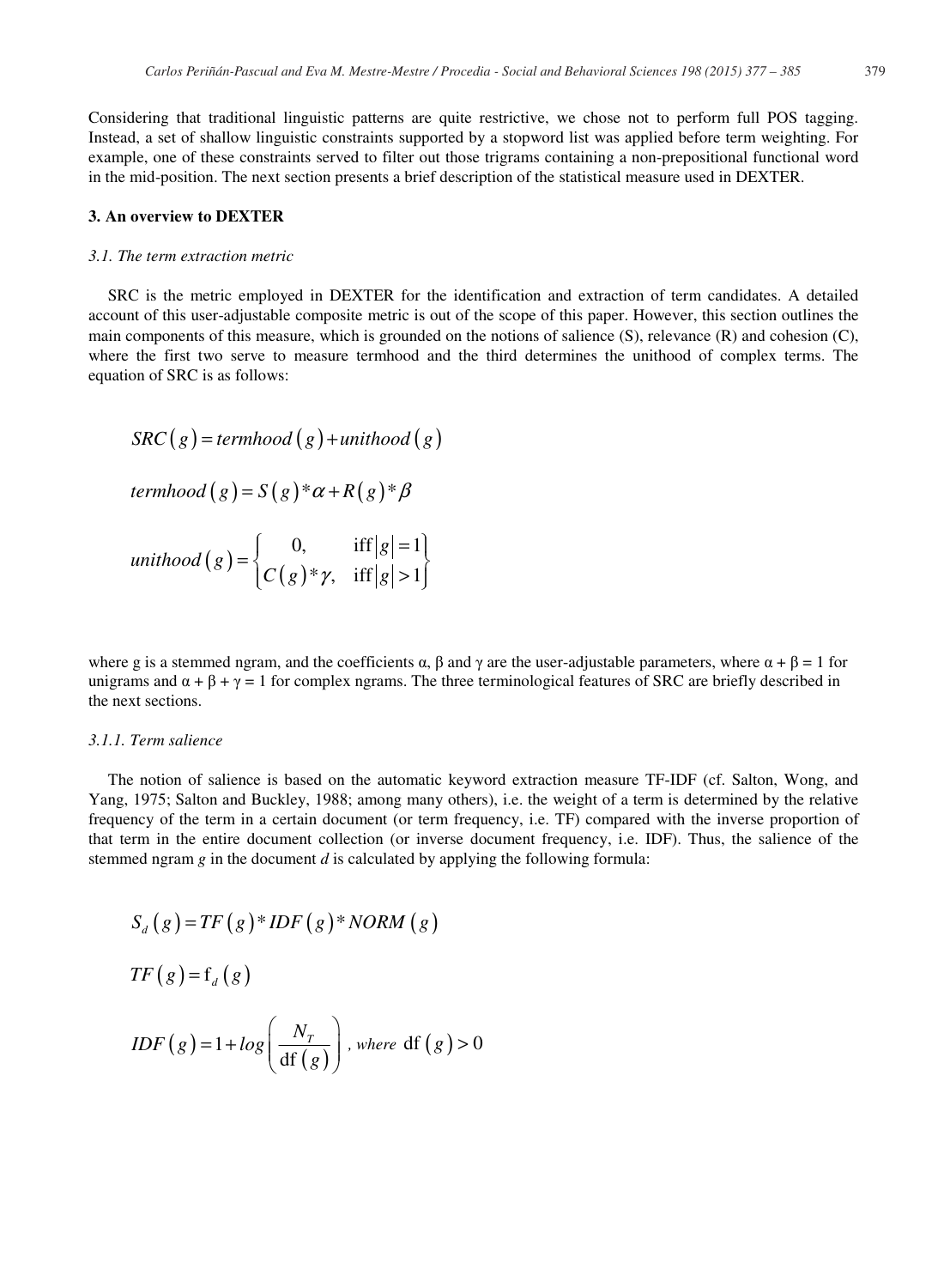Considering that traditional linguistic patterns are quite restrictive, we chose not to perform full POS tagging. Instead, a set of shallow linguistic constraints supported by a stopword list was applied before term weighting. For example, one of these constraints served to filter out those trigrams containing a non-prepositional functional word in the mid-position. The next section presents a brief description of the statistical measure used in DEXTER.

## 3. An overview to DEXTER

### *3.1. The term extraction metric*

SRC is the metric employed in DEXTER for the identification and extraction of term candidates. A detailed account of this user-adjustable composite metric is out of the scope of this paper. However, this section outlines the main components of this measure, which is grounded on the notions of salience (S), relevance (R) and cohesion (C), where the first two serve to measure termhood and the third determines the unithood of complex terms. The equation of SRC is as follows:

$$SRC(g) = termhood(g) + unithood(g)$$

$$termhood(g) = S(g) * \alpha + R(g) * \beta$$

$$unithood(g) = \begin{cases} 0, & \text{iff} \, |g| = 1 \\ C(g) * \gamma, & \text{iff} \, |g| > 1 \end{cases}$$

where g is a stemmed ngram, and the coefficients α, β and γ are the user-adjustable parameters, where α + β = 1 for unigrams and α + β + γ = 1 for complex ngrams. The three terminological features of SRC are briefly described in the next sections.

#### *3.1.1. Term salience*

The notion of salience is based on the automatic keyword extraction measure TF-IDF (cf. Salton, Wong, and Yang, 1975; Salton and Buckley, 1988; among many others), i.e. the weight of a term is determined by the relative frequency of the term in a certain document (or term frequency, i.e. TF) compared with the inverse proportion of that term in the entire document collection (or inverse document frequency, i.e. IDF). Thus, the salience of the stemmed ngram *g* in the document *d* is calculated by applying the following formula:

$$S_d(g) = TF(g) * IDF(g) * NORM(g)$$

$$TF(g) = \mathrm{f}_d(g)$$

$$IDF(g) = 1 + log\left(\frac{N_T}{\mathrm{df}(g)}\right), \textit{ where } \mathrm{df}(g) > 0$$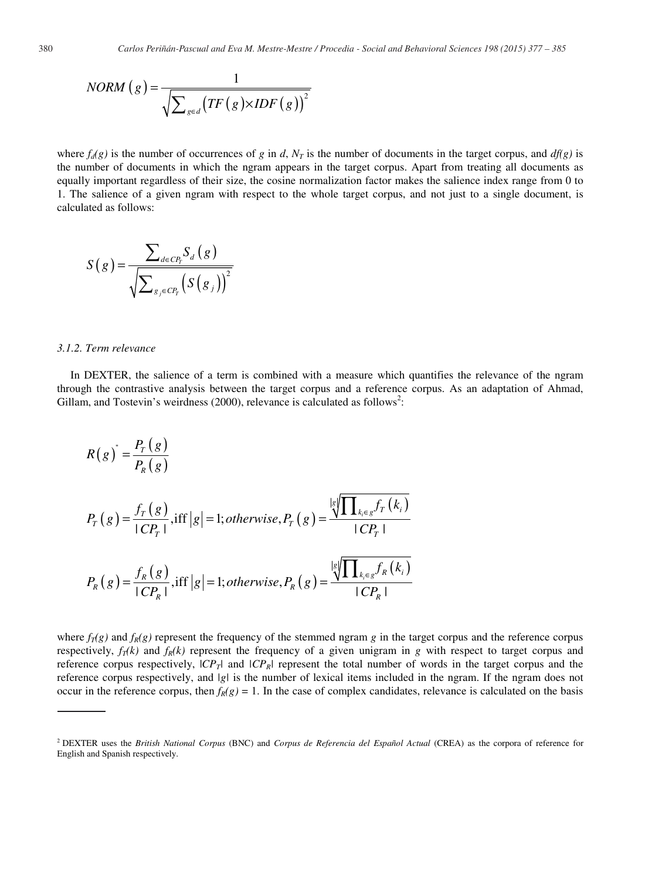$$NORM(g) = \frac{1}{\sqrt{\sum_{g \in d} \left(TF(g) \times IDF(g)\right)^2}}$$

where $f_d(g)$ is the number of occurrences of $g$ in $d$, $N_T$ is the number of documents in the target corpus, and $df(g)$ is the number of documents in which the ngram appears in the target corpus. Apart from treating all documents as equally important regardless of their size, the cosine normalization factor makes the salience index range from 0 to 1. The salience of a given ngram with respect to the whole target corpus, and not just to a single document, is calculated as follows:

$$S(g) = \frac{\sum_{d \in CP_T} S_d(g)}{\sqrt{\sum_{g_j \in CP_T} \left(S(g_j)\right)^2}}$$

### 3.1.2. Term relevance

In DEXTER, the salience of a term is combined with a measure which quantifies the relevance of the ngram through the contrastive analysis between the target corpus and a reference corpus. As an adaptation of Ahmad, Gillam, and Tostevin's weirdness (2000), relevance is calculated as follows[2]:

$$R(g)^{"} = \frac{P_T(g)}{P_R(g)}$$

$$P_T(g) = \frac{f_T(g)}{|CP_T|}, \text{iff } |g| = 1; otherwise, P_T(g) = \frac{\sqrt[|g|]{\prod_{k_i \in g} f_T(k_i)}}{|CP_T|}$$

$$P_R(g) = \frac{f_R(g)}{|CP_R|}, \text{iff } |g| = 1; otherwise, P_R(g) = \frac{\sqrt[|g|]{\prod_{k_i \in g} f_R(k_i)}}{|CP_R|}$$

where $f_T(g)$ and $f_R(g)$ represent the frequency of the stemmed ngram $g$ in the target corpus and the reference corpus respectively, $f_T(k)$ and $f_R(k)$ represent the frequency of a given unigram in $g$ with respect to target corpus and reference corpus respectively, $|CP_T|$ and $|CP_R|$ represent the total number of words in the target corpus and the reference corpus respectively, and $|g|$ is the number of lexical items included in the ngram. If the ngram does not occur in the reference corpus, then $f_R(g) = 1$. In the case of complex candidates, relevance is calculated on the basis

---

[2] DEXTER uses the *British National Corpus* (BNC) and *Corpus de Referencia del Español Actual* (CREA) as the corpora of reference for English and Spanish respectively.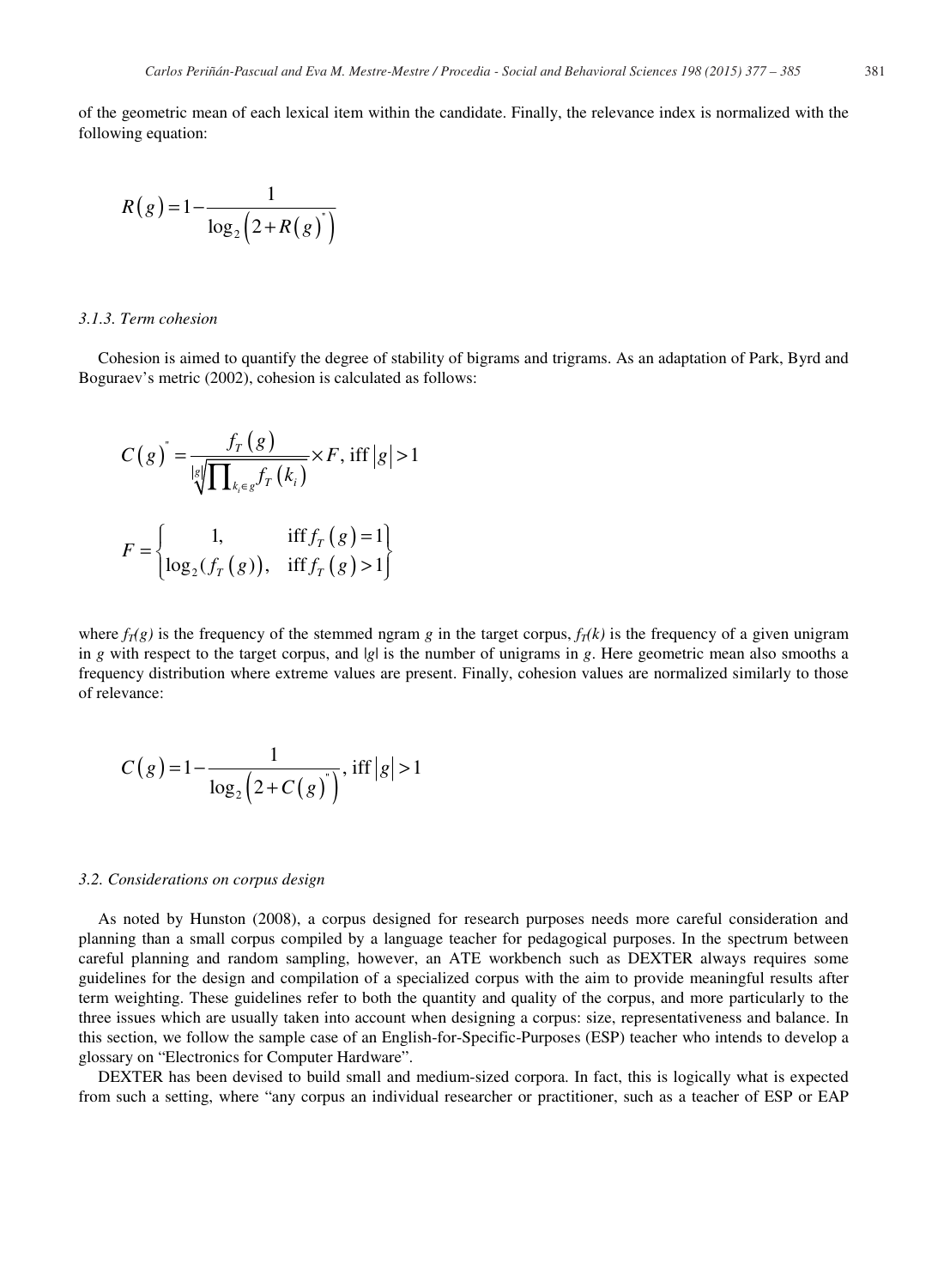of the geometric mean of each lexical item within the candidate. Finally, the relevance index is normalized with the following equation:

$$R(g) = 1 - \frac{1}{\log_2\left(2 + R(g)^{*}\right)}$$

### 3.1.3. Term cohesion

Cohesion is aimed to quantify the degree of stability of bigrams and trigrams. As an adaptation of Park, Byrd and Boguraev's metric (2002), cohesion is calculated as follows:

$$C(g)^{"} = \frac{f_T(g)}{\sqrt[|g|]{\prod_{k_i \in g} f_T(k_i)}} \times F, \text{ iff } |g| > 1$$

$$F = \begin{cases} 1, & \text{iff } f_T(g) = 1 \\ \log_2(f_T(g)), & \text{iff } f_T(g) > 1 \end{cases}$$

where $f_T(g)$ is the frequency of the stemmed ngram $g$ in the target corpus, $f_T(k)$ is the frequency of a given unigram in $g$ with respect to the target corpus, and $|g|$ is the number of unigrams in $g$. Here geometric mean also smooths a frequency distribution where extreme values are present. Finally, cohesion values are normalized similarly to those of relevance:

$$C(g) = 1 - \frac{1}{\log_2\left(2 + C(g)^{"}\right)}, \text{ iff } |g| > 1$$

## 3.2. Considerations on corpus design

As noted by Hunston (2008), a corpus designed for research purposes needs more careful consideration and planning than a small corpus compiled by a language teacher for pedagogical purposes. In the spectrum between careful planning and random sampling, however, an ATE workbench such as DEXTER always requires some guidelines for the design and compilation of a specialized corpus with the aim to provide meaningful results after term weighting. These guidelines refer to both the quantity and quality of the corpus, and more particularly to the three issues which are usually taken into account when designing a corpus: size, representativeness and balance. In this section, we follow the sample case of an English-for-Specific-Purposes (ESP) teacher who intends to develop a glossary on "Electronics for Computer Hardware".

DEXTER has been devised to build small and medium-sized corpora. In fact, this is logically what is expected from such a setting, where "any corpus an individual researcher or practitioner, such as a teacher of ESP or EAP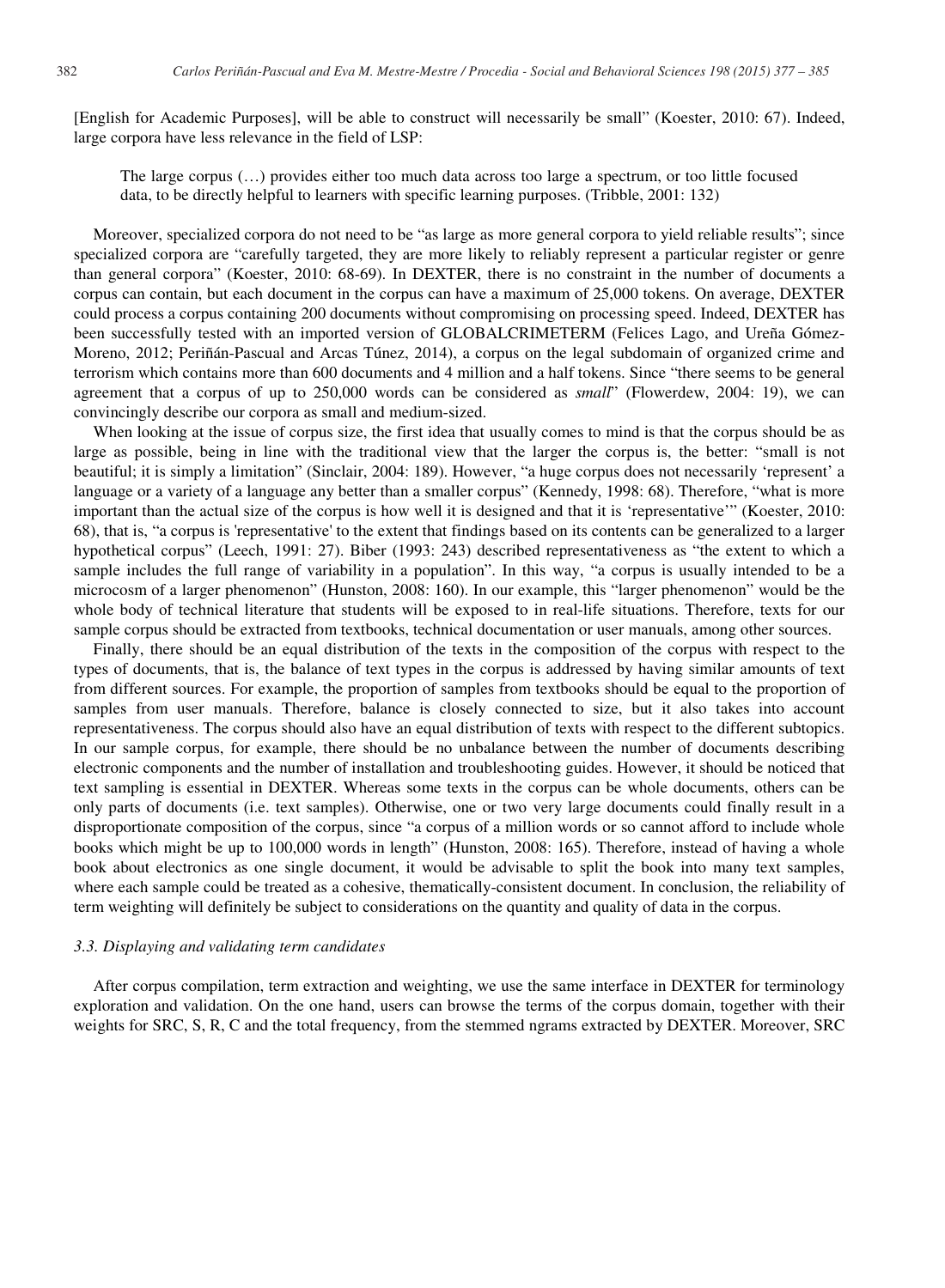[English for Academic Purposes], will be able to construct will necessarily be small" (Koester, 2010: 67). Indeed, large corpora have less relevance in the field of LSP:

> The large corpus (…) provides either too much data across too large a spectrum, or too little focused data, to be directly helpful to learners with specific learning purposes. (Tribble, 2001: 132)

Moreover, specialized corpora do not need to be "as large as more general corpora to yield reliable results"; since specialized corpora are "carefully targeted, they are more likely to reliably represent a particular register or genre than general corpora" (Koester, 2010: 68-69). In DEXTER, there is no constraint in the number of documents a corpus can contain, but each document in the corpus can have a maximum of 25,000 tokens. On average, DEXTER could process a corpus containing 200 documents without compromising on processing speed. Indeed, DEXTER has been successfully tested with an imported version of GLOBALCRIMETERM (Felices Lago, and Ureña Gómez-Moreno, 2012; Periñán-Pascual and Arcas Túnez, 2014), a corpus on the legal subdomain of organized crime and terrorism which contains more than 600 documents and 4 million and a half tokens. Since "there seems to be general agreement that a corpus of up to 250,000 words can be considered as *small*" (Flowerdew, 2004: 19), we can convincingly describe our corpora as small and medium-sized.

When looking at the issue of corpus size, the first idea that usually comes to mind is that the corpus should be as large as possible, being in line with the traditional view that the larger the corpus is, the better: "small is not beautiful; it is simply a limitation" (Sinclair, 2004: 189). However, "a huge corpus does not necessarily 'represent' a language or a variety of a language any better than a smaller corpus" (Kennedy, 1998: 68). Therefore, "what is more important than the actual size of the corpus is how well it is designed and that it is 'representative'" (Koester, 2010: 68), that is, "a corpus is 'representative' to the extent that findings based on its contents can be generalized to a larger hypothetical corpus" (Leech, 1991: 27). Biber (1993: 243) described representativeness as "the extent to which a sample includes the full range of variability in a population". In this way, "a corpus is usually intended to be a microcosm of a larger phenomenon" (Hunston, 2008: 160). In our example, this "larger phenomenon" would be the whole body of technical literature that students will be exposed to in real-life situations. Therefore, texts for our sample corpus should be extracted from textbooks, technical documentation or user manuals, among other sources.

Finally, there should be an equal distribution of the texts in the composition of the corpus with respect to the types of documents, that is, the balance of text types in the corpus is addressed by having similar amounts of text from different sources. For example, the proportion of samples from textbooks should be equal to the proportion of samples from user manuals. Therefore, balance is closely connected to size, but it also takes into account representativeness. The corpus should also have an equal distribution of texts with respect to the different subtopics. In our sample corpus, for example, there should be no unbalance between the number of documents describing electronic components and the number of installation and troubleshooting guides. However, it should be noticed that text sampling is essential in DEXTER. Whereas some texts in the corpus can be whole documents, others can be only parts of documents (i.e. text samples). Otherwise, one or two very large documents could finally result in a disproportionate composition of the corpus, since "a corpus of a million words or so cannot afford to include whole books which might be up to 100,000 words in length" (Hunston, 2008: 165). Therefore, instead of having a whole book about electronics as one single document, it would be advisable to split the book into many text samples, where each sample could be treated as a cohesive, thematically-consistent document. In conclusion, the reliability of term weighting will definitely be subject to considerations on the quantity and quality of data in the corpus.

### *3.3. Displaying and validating term candidates*

After corpus compilation, term extraction and weighting, we use the same interface in DEXTER for terminology exploration and validation. On the one hand, users can browse the terms of the corpus domain, together with their weights for SRC, S, R, C and the total frequency, from the stemmed ngrams extracted by DEXTER. Moreover, SRC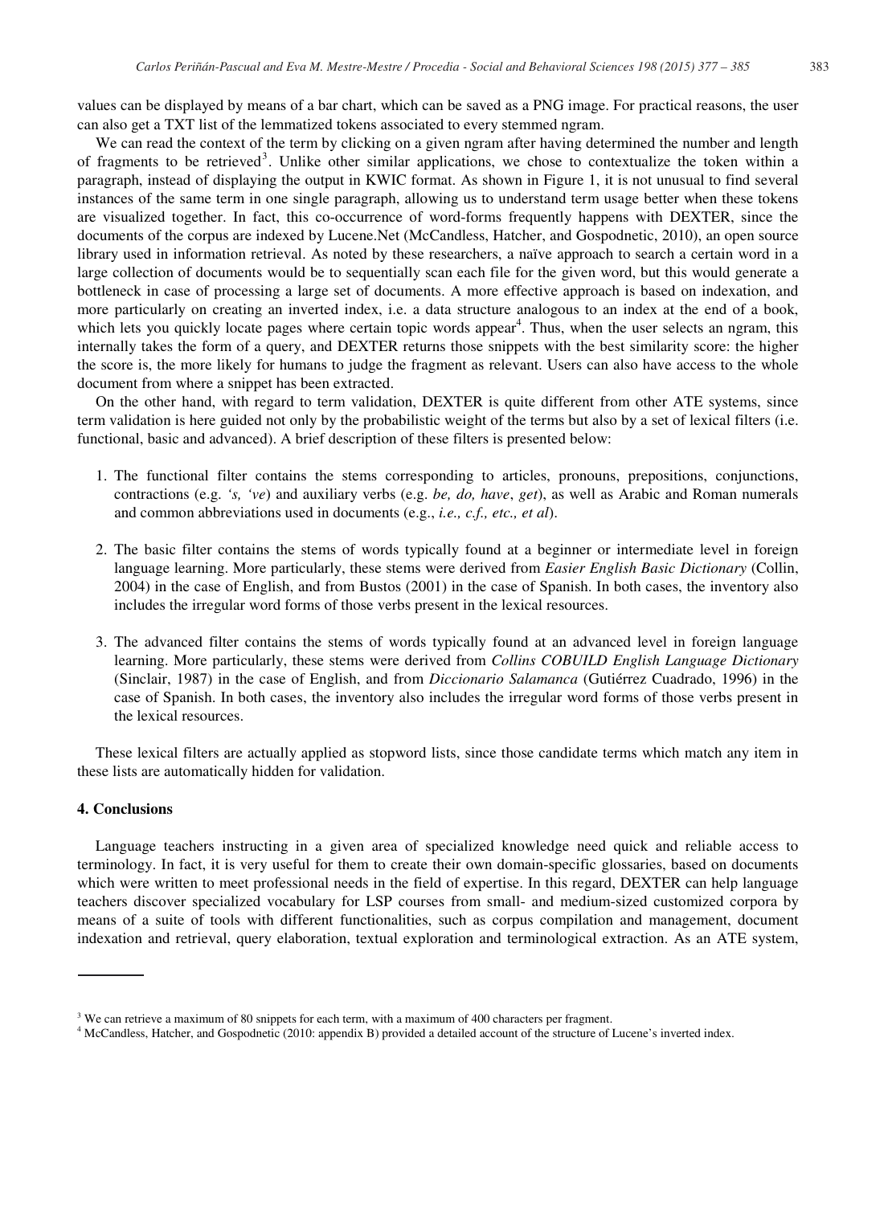values can be displayed by means of a bar chart, which can be saved as a PNG image. For practical reasons, the user can also get a TXT list of the lemmatized tokens associated to every stemmed ngram.

We can read the context of the term by clicking on a given ngram after having determined the number and length of fragments to be retrieved[3]. Unlike other similar applications, we chose to contextualize the token within a paragraph, instead of displaying the output in KWIC format. As shown in Figure 1, it is not unusual to find several instances of the same term in one single paragraph, allowing us to understand term usage better when these tokens are visualized together. In fact, this co-occurrence of word-forms frequently happens with DEXTER, since the documents of the corpus are indexed by Lucene.Net (McCandless, Hatcher, and Gospodnetic, 2010), an open source library used in information retrieval. As noted by these researchers, a naïve approach to search a certain word in a large collection of documents would be to sequentially scan each file for the given word, but this would generate a bottleneck in case of processing a large set of documents. A more effective approach is based on indexation, and more particularly on creating an inverted index, i.e. a data structure analogous to an index at the end of a book, which lets you quickly locate pages where certain topic words appear[4]. Thus, when the user selects an ngram, this internally takes the form of a query, and DEXTER returns those snippets with the best similarity score: the higher the score is, the more likely for humans to judge the fragment as relevant. Users can also have access to the whole document from where a snippet has been extracted.

On the other hand, with regard to term validation, DEXTER is quite different from other ATE systems, since term validation is here guided not only by the probabilistic weight of the terms but also by a set of lexical filters (i.e. functional, basic and advanced). A brief description of these filters is presented below:

1. The functional filter contains the stems corresponding to articles, pronouns, prepositions, conjunctions, contractions (e.g. *'s, 've*) and auxiliary verbs (e.g. *be, do, have*, *get*), as well as Arabic and Roman numerals and common abbreviations used in documents (e.g., *i.e., c.f., etc., et al*).

2. The basic filter contains the stems of words typically found at a beginner or intermediate level in foreign language learning. More particularly, these stems were derived from *Easier English Basic Dictionary* (Collin, 2004) in the case of English, and from Bustos (2001) in the case of Spanish. In both cases, the inventory also includes the irregular word forms of those verbs present in the lexical resources.

3. The advanced filter contains the stems of words typically found at an advanced level in foreign language learning. More particularly, these stems were derived from *Collins COBUILD English Language Dictionary* (Sinclair, 1987) in the case of English, and from *Diccionario Salamanca* (Gutiérrez Cuadrado, 1996) in the case of Spanish. In both cases, the inventory also includes the irregular word forms of those verbs present in the lexical resources.

These lexical filters are actually applied as stopword lists, since those candidate terms which match any item in these lists are automatically hidden for validation.

## 4. Conclusions

Language teachers instructing in a given area of specialized knowledge need quick and reliable access to terminology. In fact, it is very useful for them to create their own domain-specific glossaries, based on documents which were written to meet professional needs in the field of expertise. In this regard, DEXTER can help language teachers discover specialized vocabulary for LSP courses from small- and medium-sized customized corpora by means of a suite of tools with different functionalities, such as corpus compilation and management, document indexation and retrieval, query elaboration, textual exploration and terminological extraction. As an ATE system,

---

[3] We can retrieve a maximum of 80 snippets for each term, with a maximum of 400 characters per fragment.

[4] McCandless, Hatcher, and Gospodnetic (2010: appendix B) provided a detailed account of the structure of Lucene's inverted index.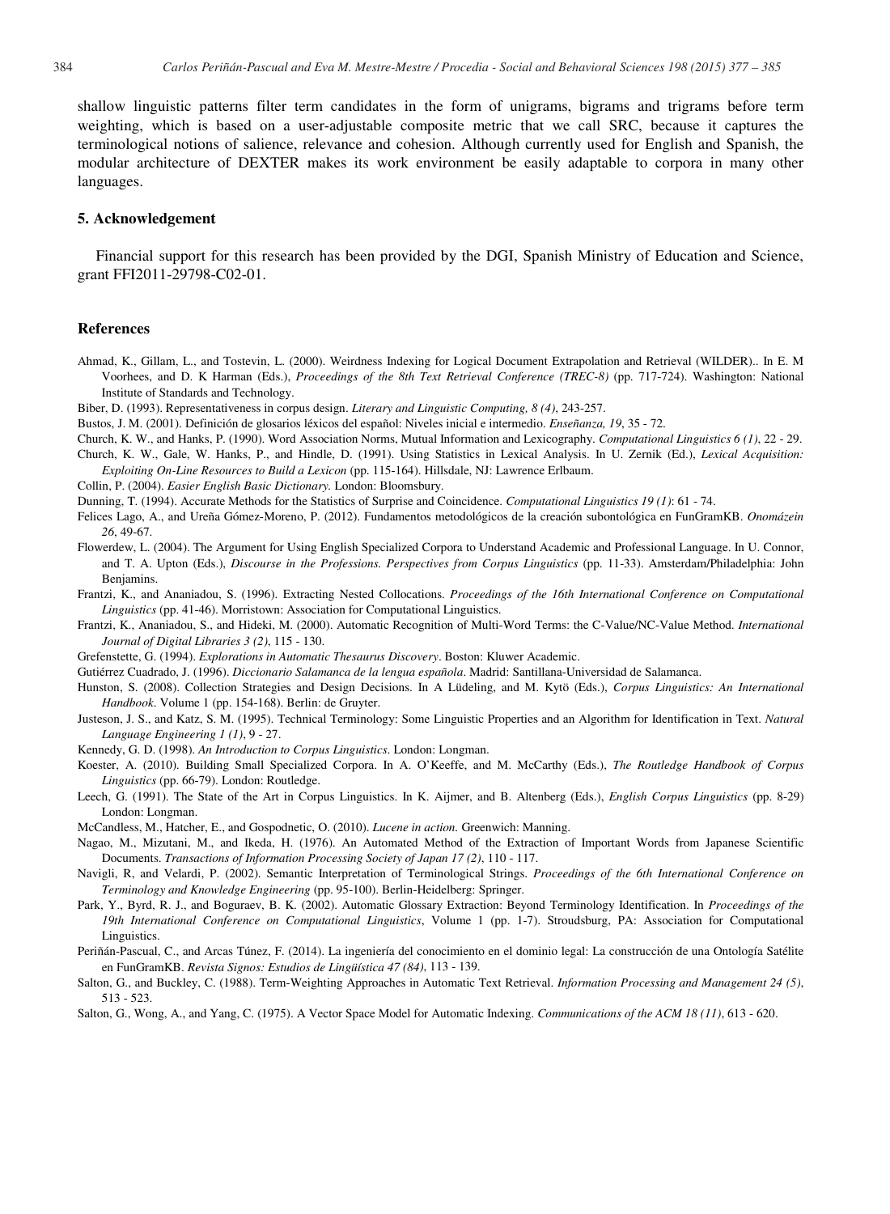shallow linguistic patterns filter term candidates in the form of unigrams, bigrams and trigrams before term weighting, which is based on a user-adjustable composite metric that we call SRC, because it captures the terminological notions of salience, relevance and cohesion. Although currently used for English and Spanish, the modular architecture of DEXTER makes its work environment be easily adaptable to corpora in many other languages.

## 5. Acknowledgement

Financial support for this research has been provided by the DGI, Spanish Ministry of Education and Science, grant FFI2011-29798-C02-01.

## References

Ahmad, K., Gillam, L., and Tostevin, L. (2000). Weirdness Indexing for Logical Document Extrapolation and Retrieval (WILDER).. In E. M Voorhees, and D. K Harman (Eds.), *Proceedings of the 8th Text Retrieval Conference (TREC-8)* (pp. 717-724). Washington: National Institute of Standards and Technology.

Biber, D. (1993). Representativeness in corpus design. *Literary and Linguistic Computing, 8 (4)*, 243-257.

Bustos, J. M. (2001). Definición de glosarios léxicos del español: Niveles inicial e intermedio. *Enseñanza, 19*, 35 - 72.

Church, K. W., and Hanks, P. (1990). Word Association Norms, Mutual Information and Lexicography. *Computational Linguistics 6 (1)*, 22 - 29.

Church, K. W., Gale, W. Hanks, P., and Hindle, D. (1991). Using Statistics in Lexical Analysis. In U. Zernik (Ed.), *Lexical Acquisition: Exploiting On-Line Resources to Build a Lexicon* (pp. 115-164). Hillsdale, NJ: Lawrence Erlbaum.

Collin, P. (2004). *Easier English Basic Dictionary.* London: Bloomsbury.

Dunning, T. (1994). Accurate Methods for the Statistics of Surprise and Coincidence. *Computational Linguistics 19 (1)*: 61 - 74.

Felices Lago, A., and Ureña Gómez-Moreno, P. (2012). Fundamentos metodológicos de la creación subontológica en FunGramKB. *Onomázein 26*, 49-67.

Flowerdew, L. (2004). The Argument for Using English Specialized Corpora to Understand Academic and Professional Language. In U. Connor, and T. A. Upton (Eds.), *Discourse in the Professions. Perspectives from Corpus Linguistics* (pp. 11-33). Amsterdam/Philadelphia: John Benjamins.

Frantzi, K., and Ananiadou, S. (1996). Extracting Nested Collocations. *Proceedings of the 16th International Conference on Computational Linguistics* (pp. 41-46). Morristown: Association for Computational Linguistics.

Frantzi, K., Ananiadou, S., and Hideki, M. (2000). Automatic Recognition of Multi-Word Terms: the C-Value/NC-Value Method. *International Journal of Digital Libraries 3 (2)*, 115 - 130.

Grefenstette, G. (1994). *Explorations in Automatic Thesaurus Discovery*. Boston: Kluwer Academic.

Gutiérrez Cuadrado, J. (1996). *Diccionario Salamanca de la lengua española*. Madrid: Santillana-Universidad de Salamanca.

Hunston, S. (2008). Collection Strategies and Design Decisions. In A Lüdeling, and M. Kytö (Eds.), *Corpus Linguistics: An International Handbook*. Volume 1 (pp. 154-168). Berlin: de Gruyter.

Justeson, J. S., and Katz, S. M. (1995). Technical Terminology: Some Linguistic Properties and an Algorithm for Identification in Text. *Natural Language Engineering 1 (1)*, 9 - 27.

Kennedy, G. D. (1998). *An Introduction to Corpus Linguistics*. London: Longman.

Koester, A. (2010). Building Small Specialized Corpora. In A. O'Keeffe, and M. McCarthy (Eds.), *The Routledge Handbook of Corpus Linguistics* (pp. 66-79). London: Routledge.

Leech, G. (1991). The State of the Art in Corpus Linguistics. In K. Aijmer, and B. Altenberg (Eds.), *English Corpus Linguistics* (pp. 8-29) London: Longman.

McCandless, M., Hatcher, E., and Gospodnetic, O. (2010). *Lucene in action.* Greenwich: Manning.

Nagao, M., Mizutani, M., and Ikeda, H. (1976). An Automated Method of the Extraction of Important Words from Japanese Scientific Documents. *Transactions of Information Processing Society of Japan 17 (2)*, 110 - 117.

Navigli, R, and Velardi, P. (2002). Semantic Interpretation of Terminological Strings. *Proceedings of the 6th International Conference on Terminology and Knowledge Engineering* (pp. 95-100). Berlin-Heidelberg: Springer.

Park, Y., Byrd, R. J., and Boguraev, B. K. (2002). Automatic Glossary Extraction: Beyond Terminology Identification. In *Proceedings of the 19th International Conference on Computational Linguistics*, Volume 1 (pp. 1-7). Stroudsburg, PA: Association for Computational Linguistics.

Periñán-Pascual, C., and Arcas Túnez, F. (2014). La ingeniería del conocimiento en el dominio legal: La construcción de una Ontología Satélite en FunGramKB. *Revista Signos: Estudios de Lingüística 47 (84)*, 113 - 139.

Salton, G., and Buckley, C. (1988). Term-Weighting Approaches in Automatic Text Retrieval. *Information Processing and Management 24 (5)*, 513 - 523.

Salton, G., Wong, A., and Yang, C. (1975). A Vector Space Model for Automatic Indexing. *Communications of the ACM 18 (11)*, 613 - 620.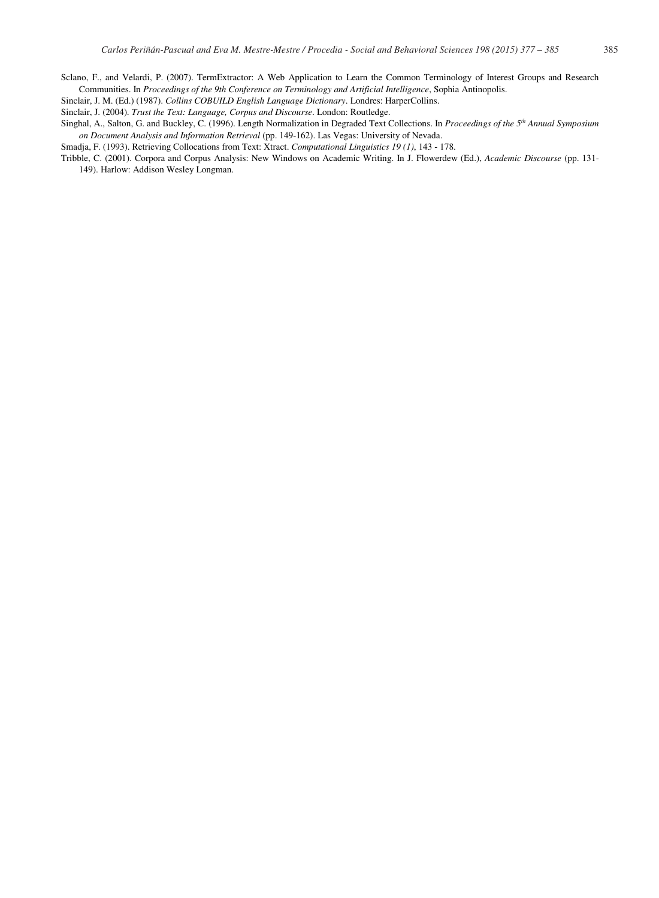Sclano, F., and Velardi, P. (2007). TermExtractor: A Web Application to Learn the Common Terminology of Interest Groups and Research Communities. In *Proceedings of the 9th Conference on Terminology and Artificial Intelligence*, Sophia Antinopolis.

Sinclair, J. M. (Ed.) (1987). *Collins COBUILD English Language Dictionary*. Londres: HarperCollins.

Sinclair, J. (2004). *Trust the Text: Language, Corpus and Discourse*. London: Routledge.

Singhal, A., Salton, G. and Buckley, C. (1996). Length Normalization in Degraded Text Collections. In *Proceedings of the 5th Annual Symposium on Document Analysis and Information Retrieval* (pp. 149-162). Las Vegas: University of Nevada.

Smadja, F. (1993). Retrieving Collocations from Text: Xtract. *Computational Linguistics 19 (1)*, 143 - 178.

Tribble, C. (2001). Corpora and Corpus Analysis: New Windows on Academic Writing. In J. Flowerdew (Ed.), *Academic Discourse* (pp. 131-149). Harlow: Addison Wesley Longman.